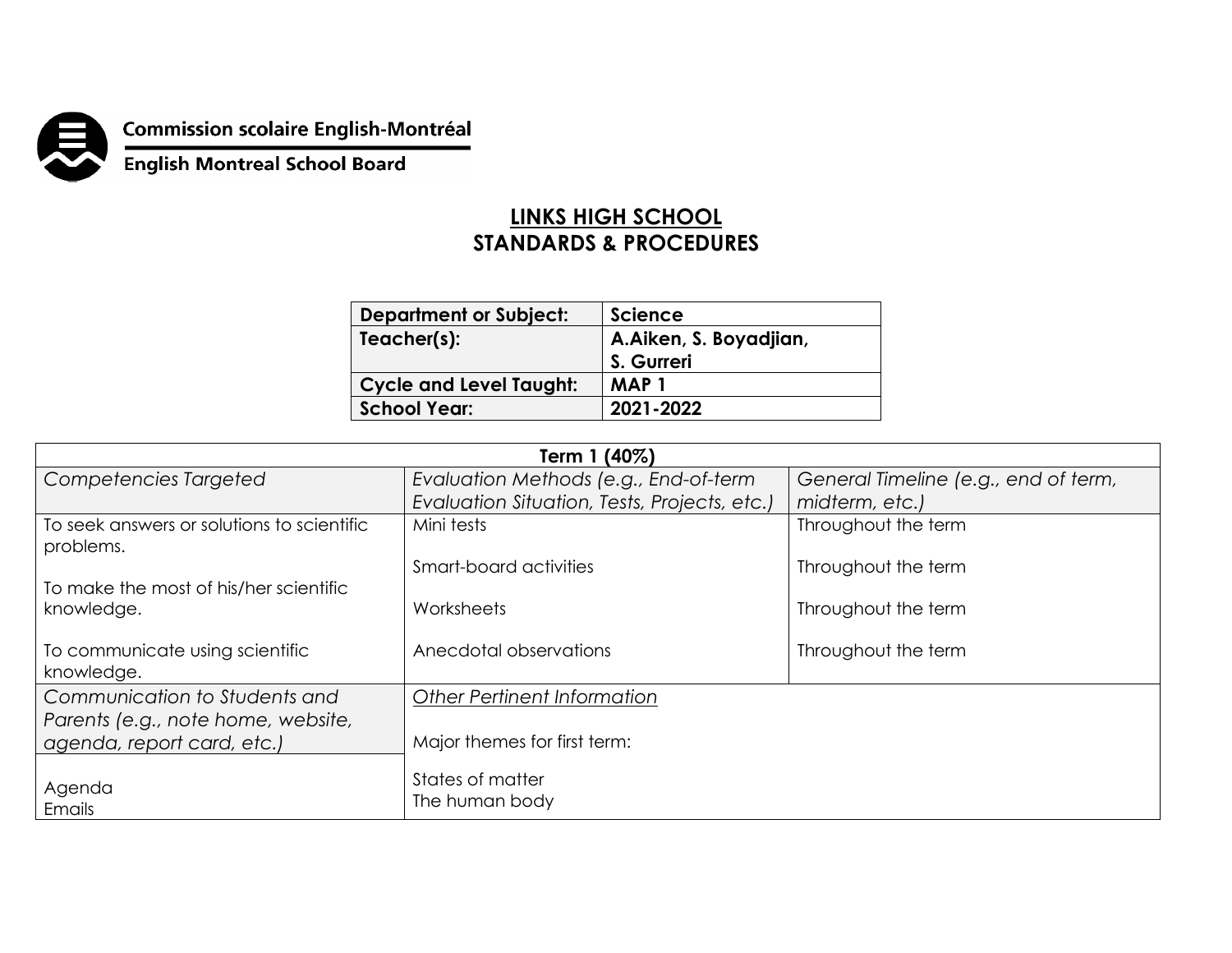Commission scolaire English-Montréal

English Montreal School Board

# LINKS HIGH SCHOOL
# STANDARDS & PROCEDURES

| **Department or Subject:** | **Science** |
|---|---|
| **Teacher(s):** | **A.Aiken, S. Boyadjian, S. Gurreri** |
| **Cycle and Level Taught:** | **MAP 1** |
| **School Year:** | **2021-2022** |

| **Term 1 (40%)** | | |
|---|---|---|
| *Competencies Targeted* | *Evaluation Methods (e.g., End-of-term Evaluation Situation, Tests, Projects, etc.)* | *General Timeline (e.g., end of term, midterm, etc.)* |
| To seek answers or solutions to scientific problems.<br><br>To make the most of his/her scientific knowledge.<br><br>To communicate using scientific knowledge. | Mini tests<br><br>Smart-board activities<br><br>Worksheets<br><br>Anecdotal observations | Throughout the term<br><br>Throughout the term<br><br>Throughout the term<br><br>Throughout the term |
| *Communication to Students and Parents (e.g., note home, website, agenda, report card, etc.)*<br><br>Agenda<br>Emails | *Other Pertinent Information*<br><br>Major themes for first term:<br><br>States of matter<br>The human body | |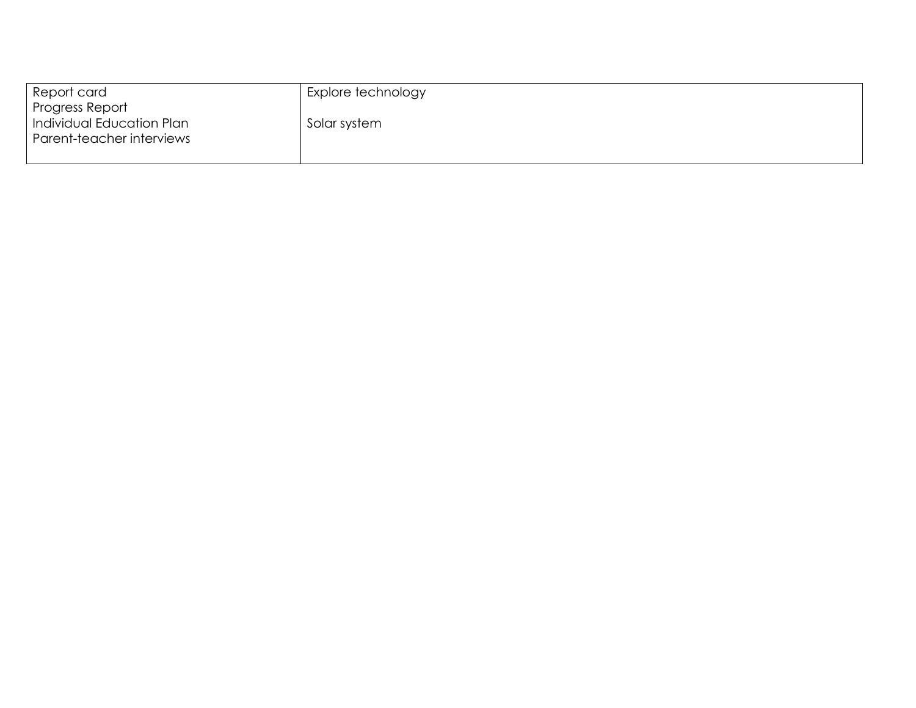| | |
|---|---|
| Report card<br>Progress Report<br>Individual Education Plan<br>Parent-teacher interviews | Explore technology<br><br>Solar system |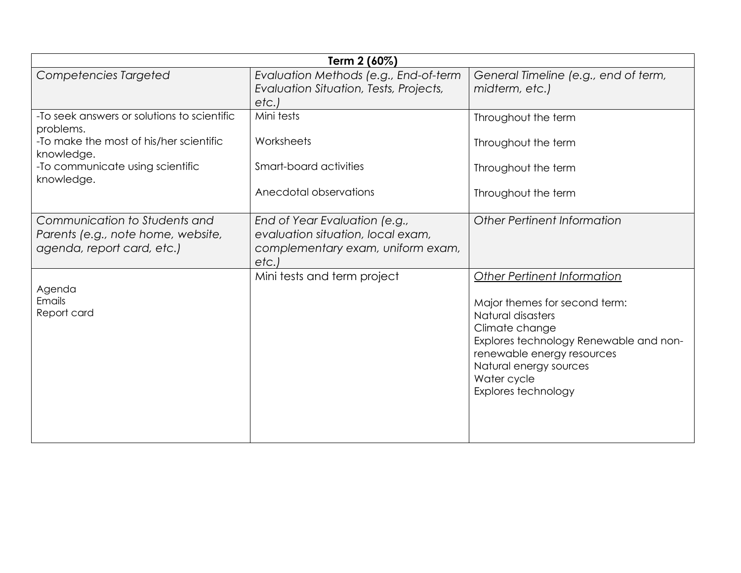| **Term 2 (60%)** | | |
|---|---|---|
| *Competencies Targeted* | *Evaluation Methods (e.g., End-of-term Evaluation Situation, Tests, Projects, etc.)* | *General Timeline (e.g., end of term, midterm, etc.)* |
| -To seek answers or solutions to scientific problems.<br>-To make the most of his/her scientific knowledge.<br>-To communicate using scientific knowledge. | Mini tests<br><br>Worksheets<br><br>Smart-board activities<br><br>Anecdotal observations | Throughout the term<br><br>Throughout the term<br><br>Throughout the term<br><br>Throughout the term |
| *Communication to Students and Parents (e.g., note home, website, agenda, report card, etc.)* | *End of Year Evaluation (e.g., evaluation situation, local exam, complementary exam, uniform exam, etc.)* | *Other Pertinent Information* |
| Agenda<br>Emails<br>Report card | Mini tests and term project | *Other Pertinent Information*<br><br>Major themes for second term:<br>Natural disasters<br>Climate change<br>Explores technology Renewable and non-renewable energy resources<br>Natural energy sources<br>Water cycle<br>Explores technology |